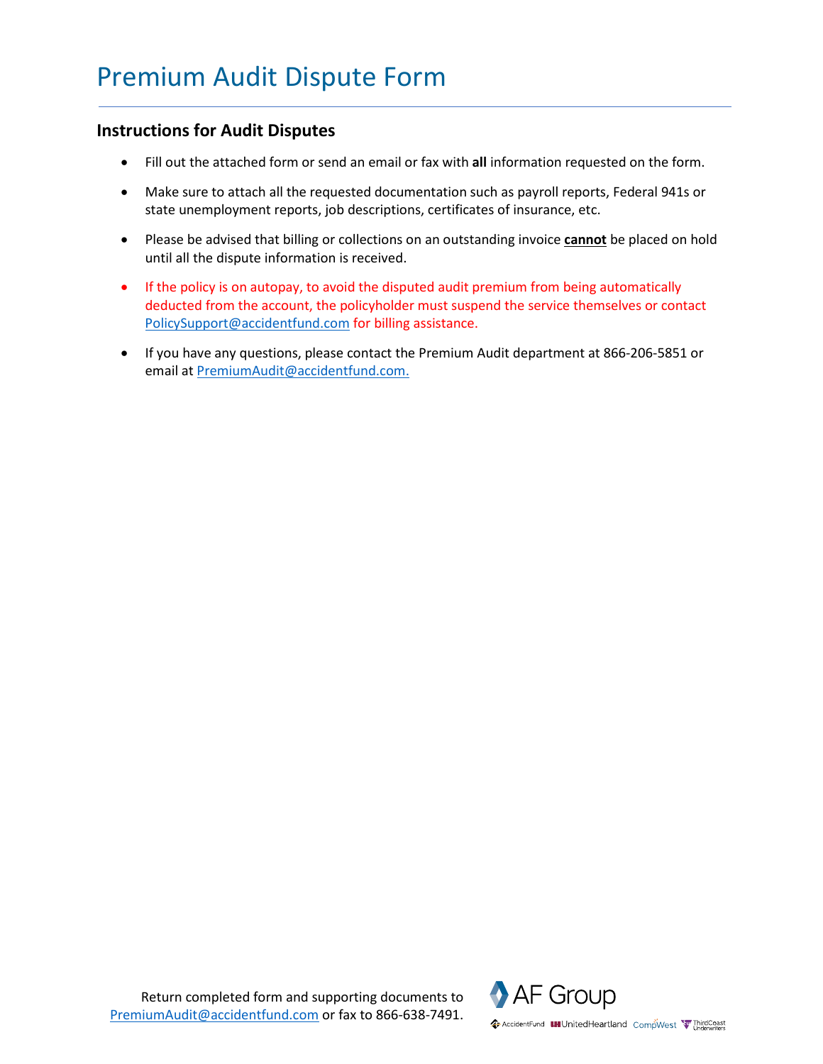# Premium Audit Dispute Form

## Instructions for Audit Disputes

- Fill out the attached form or send an email or fax with **all** information requested on the form.
- Make sure to attach all the requested documentation such as payroll reports, Federal 941s or state unemployment reports, job descriptions, certificates of insurance, etc.
- Please be advised that billing or collections on an outstanding invoice **cannot** be placed on hold until all the dispute information is received.
- If the policy is on autopay, to avoid the disputed audit premium from being automatically deducted from the account, the policyholder must suspend the service themselves or contact PolicySupport@accidentfund.com for billing assistance.
- If you have any questions, please contact the Premium Audit department at 866-206-5851 or email at PremiumAudit@accidentfund.com.

Return completed form and supporting documents to PremiumAudit@accidentfund.com or fax to 866-638-7491.

AF Group

AccidentFund UnitedHeartland CompWest ThirdCoast Underwriters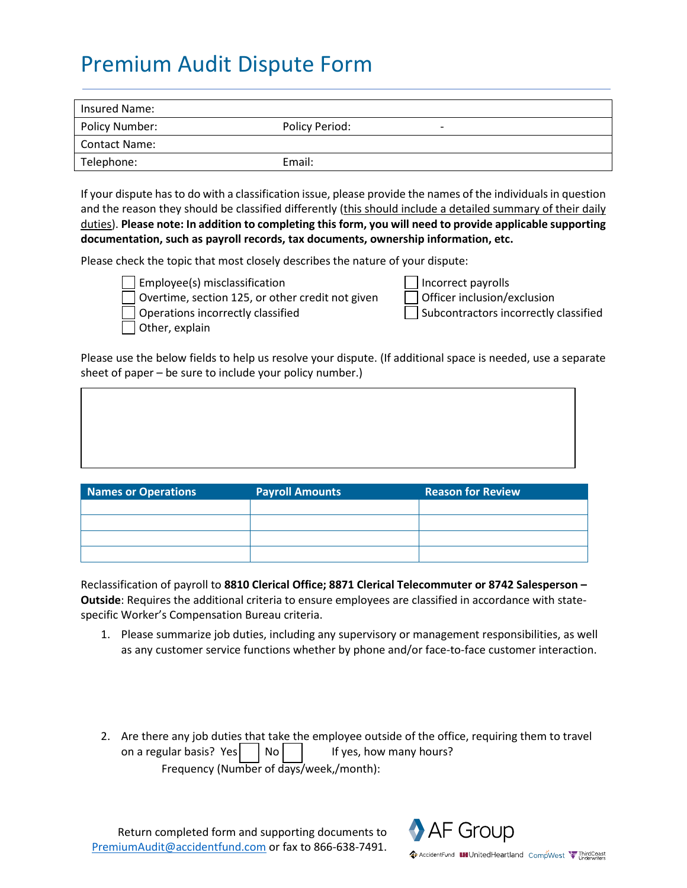# Premium Audit Dispute Form

| Insured Name: | | |
|---|---|---|
| Policy Number: | Policy Period: | - |
| Contact Name: | | |
| Telephone: | Email: | |

If your dispute has to do with a classification issue, please provide the names of the individuals in question and the reason they should be classified differently (this should include a detailed summary of their daily duties). **Please note: In addition to completing this form, you will need to provide applicable supporting documentation, such as payroll records, tax documents, ownership information, etc.**

Please check the topic that most closely describes the nature of your dispute:

- ☐ Employee(s) misclassification
- ☐ Overtime, section 125, or other credit not given
- ☐ Operations incorrectly classified
- ☐ Other, explain
- ☐ Incorrect payrolls
- ☐ Officer inclusion/exclusion
- ☐ Subcontractors incorrectly classified

Please use the below fields to help us resolve your dispute. (If additional space is needed, use a separate sheet of paper – be sure to include your policy number.)

| Names or Operations | Payroll Amounts | Reason for Review |
|---|---|---|
| | | |
| | | |
| | | |
| | | |

Reclassification of payroll to **8810 Clerical Office; 8871 Clerical Telecommuter or 8742 Salesperson – Outside**: Requires the additional criteria to ensure employees are classified in accordance with state-specific Worker's Compensation Bureau criteria.

1. Please summarize job duties, including any supervisory or management responsibilities, as well as any customer service functions whether by phone and/or face-to-face customer interaction.

2. Are there any job duties that take the employee outside of the office, requiring them to travel on a regular basis? Yes ☐ No ☐ If yes, how many hours?
   Frequency (Number of days/week,/month):

Return completed form and supporting documents to PremiumAudit@accidentfund.com or fax to 866-638-7491.

AF Group
AccidentFund UnitedHeartland CompWest ThirdCoast Underwriters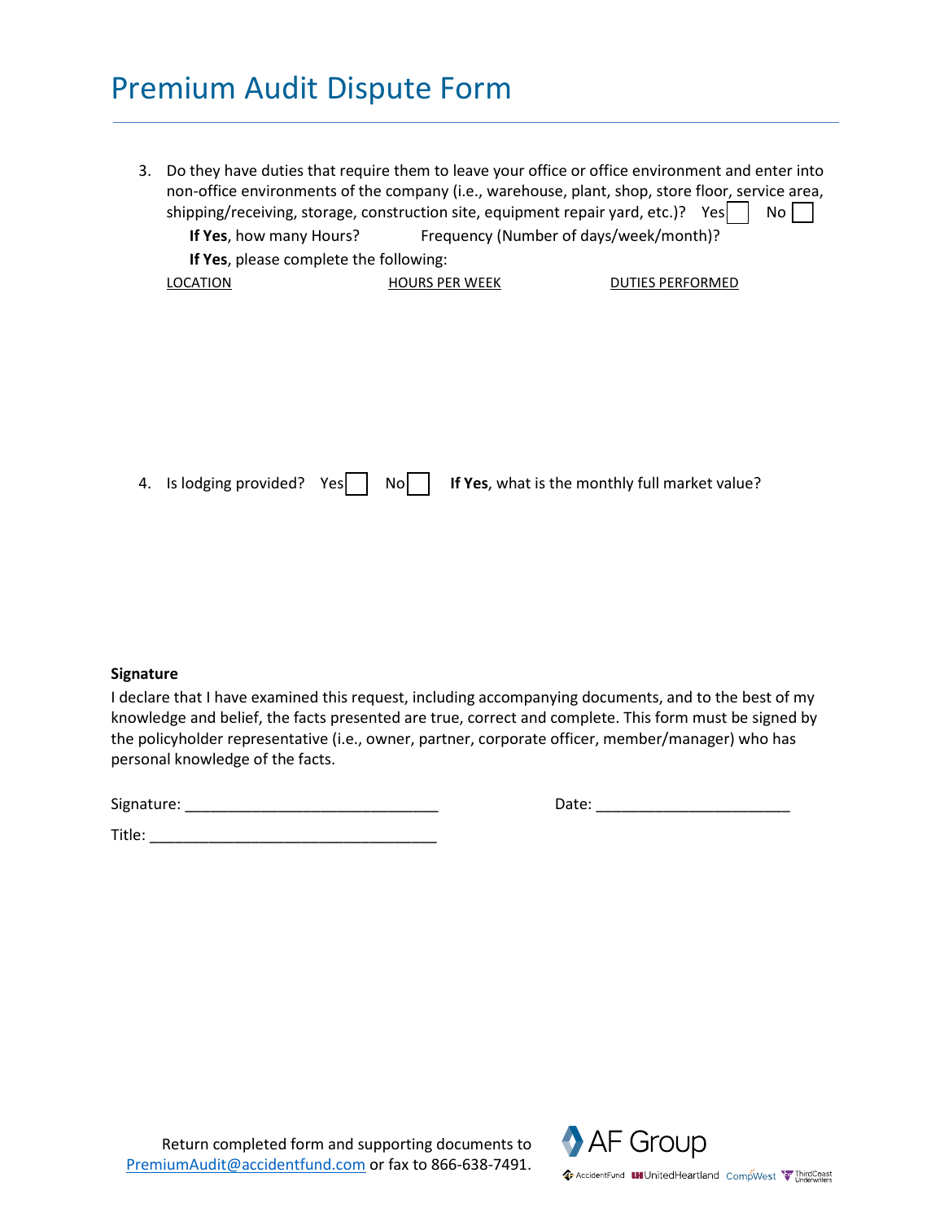# Premium Audit Dispute Form

3. Do they have duties that require them to leave your office or office environment and enter into non-office environments of the company (i.e., warehouse, plant, shop, store floor, service area, shipping/receiving, storage, construction site, equipment repair yard, etc.)? Yes ☐ No ☐

   **If Yes**, how many Hours? Frequency (Number of days/week/month)?

   **If Yes**, please complete the following:

   | LOCATION | HOURS PER WEEK | DUTIES PERFORMED |
   | --- | --- | --- |
   | | | |

4. Is lodging provided? Yes ☐ No ☐ **If Yes**, what is the monthly full market value?

**Signature**

I declare that I have examined this request, including accompanying documents, and to the best of my knowledge and belief, the facts presented are true, correct and complete. This form must be signed by the policyholder representative (i.e., owner, partner, corporate officer, member/manager) who has personal knowledge of the facts.

Signature: ______________________________ Date: _______________________

Title: __________________________________

Return completed form and supporting documents to PremiumAudit@accidentfund.com or fax to 866-638-7491.

AF Group

AccidentFund UnitedHeartland CompWest ThirdCoast Underwriters